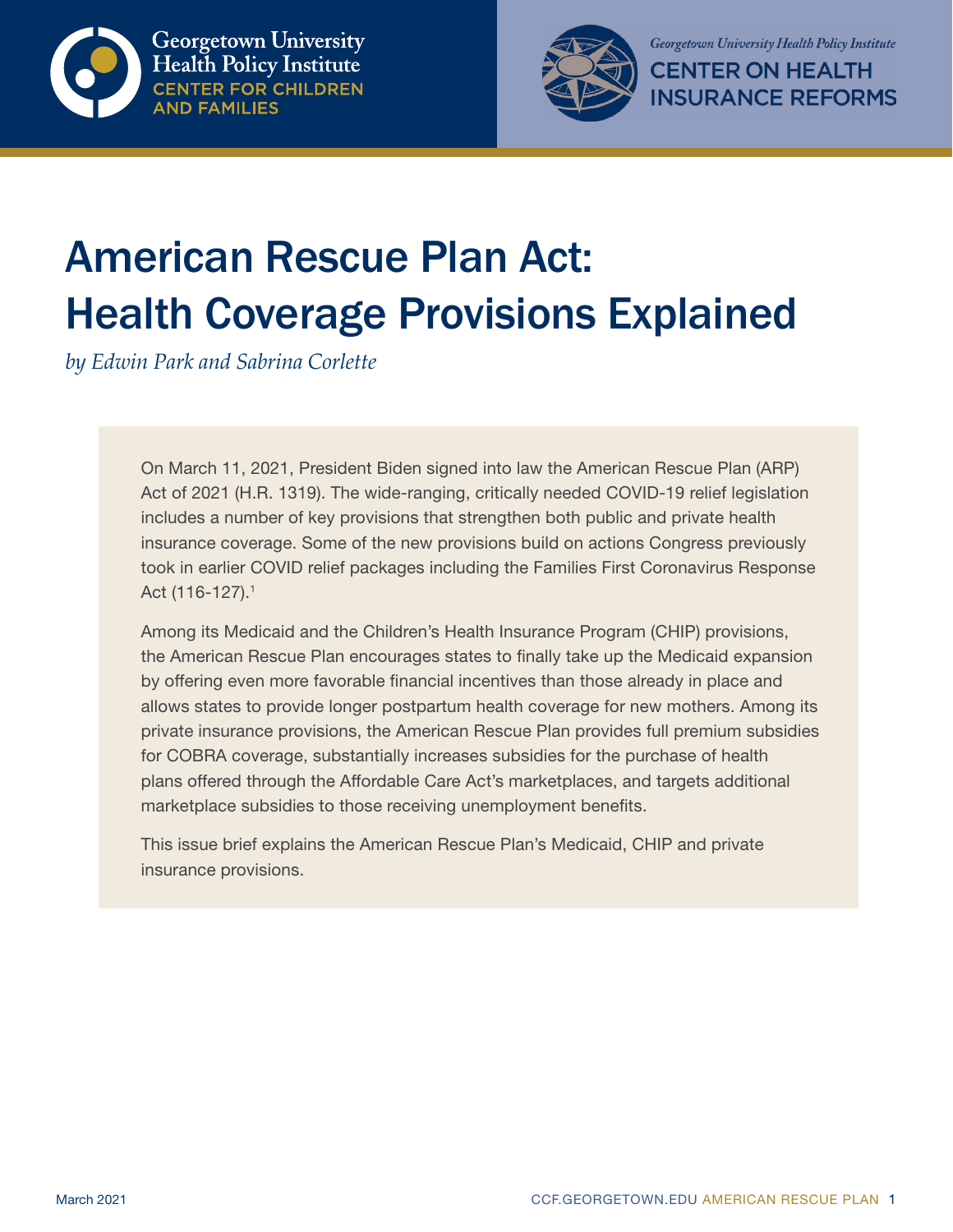Georgetown University Health Policy Institute
CENTER FOR CHILDREN AND FAMILIES

Georgetown University Health Policy Institute
CENTER ON HEALTH INSURANCE REFORMS

# American Rescue Plan Act: Health Coverage Provisions Explained

*by Edwin Park and Sabrina Corlette*

On March 11, 2021, President Biden signed into law the American Rescue Plan (ARP) Act of 2021 (H.R. 1319). The wide-ranging, critically needed COVID-19 relief legislation includes a number of key provisions that strengthen both public and private health insurance coverage. Some of the new provisions build on actions Congress previously took in earlier COVID relief packages including the Families First Coronavirus Response Act (116-127).[1]

Among its Medicaid and the Children's Health Insurance Program (CHIP) provisions, the American Rescue Plan encourages states to finally take up the Medicaid expansion by offering even more favorable financial incentives than those already in place and allows states to provide longer postpartum health coverage for new mothers. Among its private insurance provisions, the American Rescue Plan provides full premium subsidies for COBRA coverage, substantially increases subsidies for the purchase of health plans offered through the Affordable Care Act's marketplaces, and targets additional marketplace subsidies to those receiving unemployment benefits.

This issue brief explains the American Rescue Plan's Medicaid, CHIP and private insurance provisions.

March 2021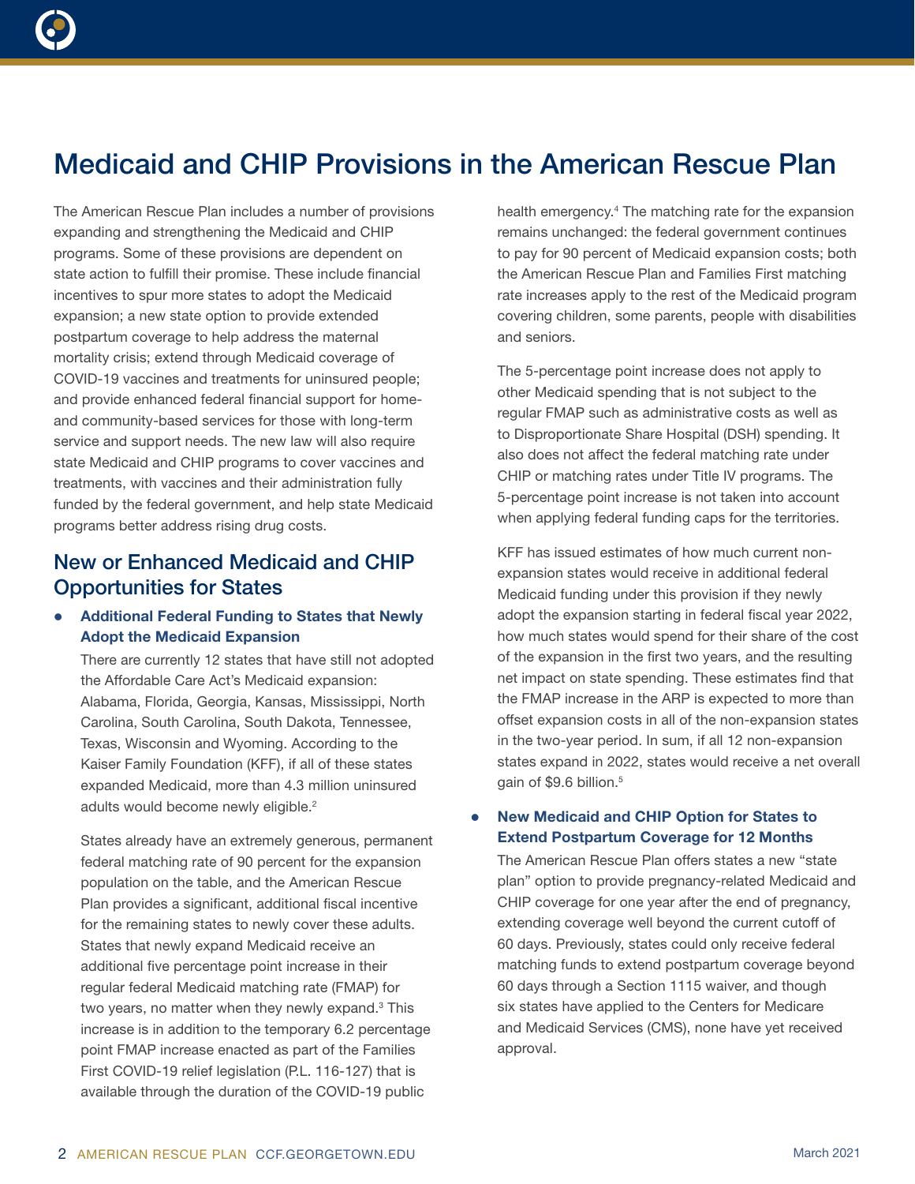# Medicaid and CHIP Provisions in the American Rescue Plan

The American Rescue Plan includes a number of provisions expanding and strengthening the Medicaid and CHIP programs. Some of these provisions are dependent on state action to fulfill their promise. These include financial incentives to spur more states to adopt the Medicaid expansion; a new state option to provide extended postpartum coverage to help address the maternal mortality crisis; extend through Medicaid coverage of COVID-19 vaccines and treatments for uninsured people; and provide enhanced federal financial support for home- and community-based services for those with long-term service and support needs. The new law will also require state Medicaid and CHIP programs to cover vaccines and treatments, with vaccines and their administration fully funded by the federal government, and help state Medicaid programs better address rising drug costs.

## New or Enhanced Medicaid and CHIP Opportunities for States

- **Additional Federal Funding to States that Newly Adopt the Medicaid Expansion**

  There are currently 12 states that have still not adopted the Affordable Care Act's Medicaid expansion: Alabama, Florida, Georgia, Kansas, Mississippi, North Carolina, South Carolina, South Dakota, Tennessee, Texas, Wisconsin and Wyoming. According to the Kaiser Family Foundation (KFF), if all of these states expanded Medicaid, more than 4.3 million uninsured adults would become newly eligible.[2]

  States already have an extremely generous, permanent federal matching rate of 90 percent for the expansion population on the table, and the American Rescue Plan provides a significant, additional fiscal incentive for the remaining states to newly cover these adults. States that newly expand Medicaid receive an additional five percentage point increase in their regular federal Medicaid matching rate (FMAP) for two years, no matter when they newly expand.[3] This increase is in addition to the temporary 6.2 percentage point FMAP increase enacted as part of the Families First COVID-19 relief legislation (P.L. 116-127) that is available through the duration of the COVID-19 public health emergency.[4] The matching rate for the expansion remains unchanged: the federal government continues to pay for 90 percent of Medicaid expansion costs; both the American Rescue Plan and Families First matching rate increases apply to the rest of the Medicaid program covering children, some parents, people with disabilities and seniors.

  The 5-percentage point increase does not apply to other Medicaid spending that is not subject to the regular FMAP such as administrative costs as well as to Disproportionate Share Hospital (DSH) spending. It also does not affect the federal matching rate under CHIP or matching rates under Title IV programs. The 5-percentage point increase is not taken into account when applying federal funding caps for the territories.

  KFF has issued estimates of how much current non-expansion states would receive in additional federal Medicaid funding under this provision if they newly adopt the expansion starting in federal fiscal year 2022, how much states would spend for their share of the cost of the expansion in the first two years, and the resulting net impact on state spending. These estimates find that the FMAP increase in the ARP is expected to more than offset expansion costs in all of the non-expansion states in the two-year period. In sum, if all 12 non-expansion states expand in 2022, states would receive a net overall gain of $9.6 billion.[5]

- **New Medicaid and CHIP Option for States to Extend Postpartum Coverage for 12 Months**

  The American Rescue Plan offers states a new "state plan" option to provide pregnancy-related Medicaid and CHIP coverage for one year after the end of pregnancy, extending coverage well beyond the current cutoff of 60 days. Previously, states could only receive federal matching funds to extend postpartum coverage beyond 60 days through a Section 1115 waiver, and though six states have applied to the Centers for Medicare and Medicaid Services (CMS), none have yet received approval.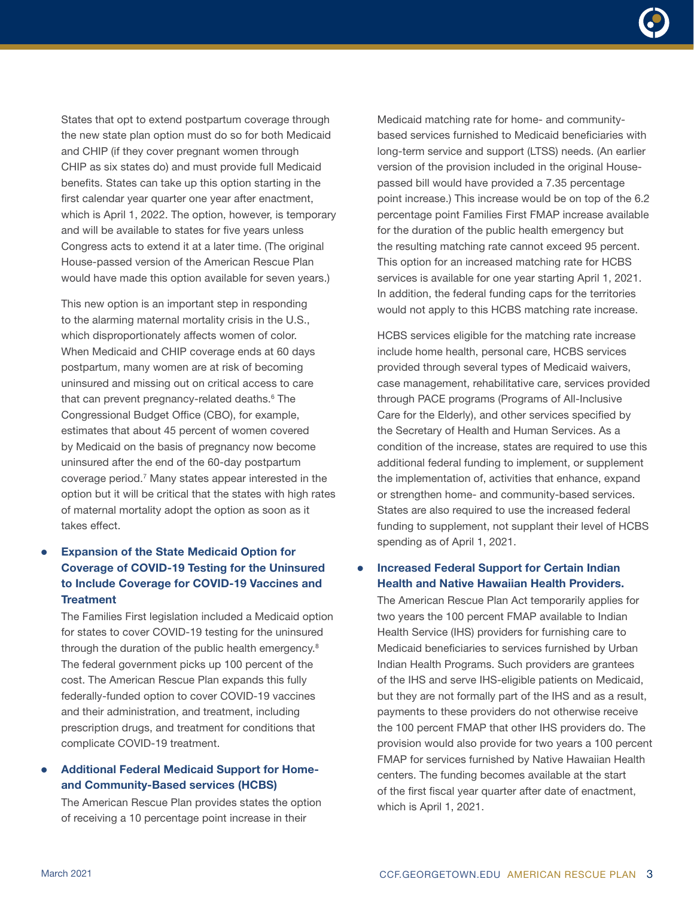States that opt to extend postpartum coverage through the new state plan option must do so for both Medicaid and CHIP (if they cover pregnant women through CHIP as six states do) and must provide full Medicaid benefits. States can take up this option starting in the first calendar year quarter one year after enactment, which is April 1, 2022. The option, however, is temporary and will be available to states for five years unless Congress acts to extend it at a later time. (The original House-passed version of the American Rescue Plan would have made this option available for seven years.)

This new option is an important step in responding to the alarming maternal mortality crisis in the U.S., which disproportionately affects women of color. When Medicaid and CHIP coverage ends at 60 days postpartum, many women are at risk of becoming uninsured and missing out on critical access to care that can prevent pregnancy-related deaths.[6] The Congressional Budget Office (CBO), for example, estimates that about 45 percent of women covered by Medicaid on the basis of pregnancy now become uninsured after the end of the 60-day postpartum coverage period.[7] Many states appear interested in the option but it will be critical that the states with high rates of maternal mortality adopt the option as soon as it takes effect.

- **Expansion of the State Medicaid Option for Coverage of COVID-19 Testing for the Uninsured to Include Coverage for COVID-19 Vaccines and Treatment**

  The Families First legislation included a Medicaid option for states to cover COVID-19 testing for the uninsured through the duration of the public health emergency.[8] The federal government picks up 100 percent of the cost. The American Rescue Plan expands this fully federally-funded option to cover COVID-19 vaccines and their administration, and treatment, including prescription drugs, and treatment for conditions that complicate COVID-19 treatment.

- **Additional Federal Medicaid Support for Home- and Community-Based services (HCBS)**

  The American Rescue Plan provides states the option of receiving a 10 percentage point increase in their Medicaid matching rate for home- and community-based services furnished to Medicaid beneficiaries with long-term service and support (LTSS) needs. (An earlier version of the provision included in the original House-passed bill would have provided a 7.35 percentage point increase.) This increase would be on top of the 6.2 percentage point Families First FMAP increase available for the duration of the public health emergency but the resulting matching rate cannot exceed 95 percent. This option for an increased matching rate for HCBS services is available for one year starting April 1, 2021. In addition, the federal funding caps for the territories would not apply to this HCBS matching rate increase.

  HCBS services eligible for the matching rate increase include home health, personal care, HCBS services provided through several types of Medicaid waivers, case management, rehabilitative care, services provided through PACE programs (Programs of All-Inclusive Care for the Elderly), and other services specified by the Secretary of Health and Human Services. As a condition of the increase, states are required to use this additional federal funding to implement, or supplement the implementation of, activities that enhance, expand or strengthen home- and community-based services. States are also required to use the increased federal funding to supplement, not supplant their level of HCBS spending as of April 1, 2021.

- **Increased Federal Support for Certain Indian Health and Native Hawaiian Health Providers.**

  The American Rescue Plan Act temporarily applies for two years the 100 percent FMAP available to Indian Health Service (IHS) providers for furnishing care to Medicaid beneficiaries to services furnished by Urban Indian Health Programs. Such providers are grantees of the IHS and serve IHS-eligible patients on Medicaid, but they are not formally part of the IHS and as a result, payments to these providers do not otherwise receive the 100 percent FMAP that other IHS providers do. The provision would also provide for two years a 100 percent FMAP for services furnished by Native Hawaiian Health centers. The funding becomes available at the start of the first fiscal year quarter after date of enactment, which is April 1, 2021.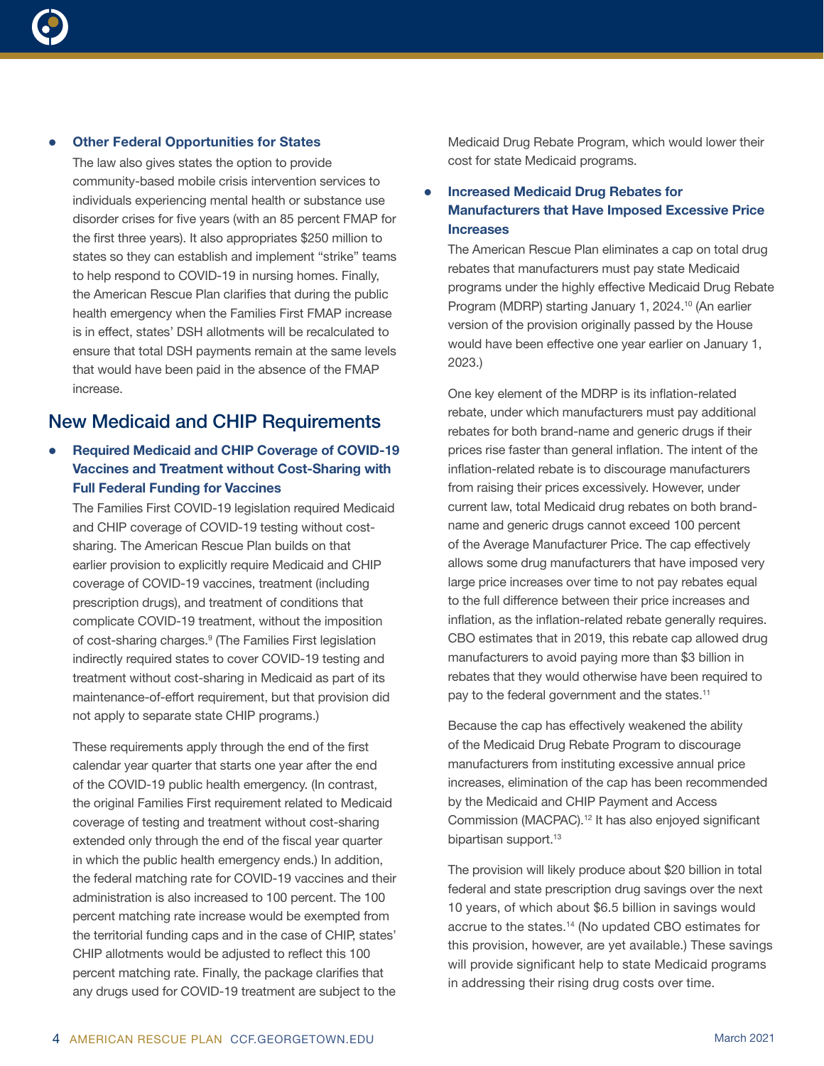- **Other Federal Opportunities for States**
  The law also gives states the option to provide community-based mobile crisis intervention services to individuals experiencing mental health or substance use disorder crises for five years (with an 85 percent FMAP for the first three years). It also appropriates $250 million to states so they can establish and implement "strike" teams to help respond to COVID-19 in nursing homes. Finally, the American Rescue Plan clarifies that during the public health emergency when the Families First FMAP increase is in effect, states' DSH allotments will be recalculated to ensure that total DSH payments remain at the same levels that would have been paid in the absence of the FMAP increase.

## New Medicaid and CHIP Requirements

- **Required Medicaid and CHIP Coverage of COVID-19 Vaccines and Treatment without Cost-Sharing with Full Federal Funding for Vaccines**
  The Families First COVID-19 legislation required Medicaid and CHIP coverage of COVID-19 testing without cost-sharing. The American Rescue Plan builds on that earlier provision to explicitly require Medicaid and CHIP coverage of COVID-19 vaccines, treatment (including prescription drugs), and treatment of conditions that complicate COVID-19 treatment, without the imposition of cost-sharing charges.[9] (The Families First legislation indirectly required states to cover COVID-19 testing and treatment without cost-sharing in Medicaid as part of its maintenance-of-effort requirement, but that provision did not apply to separate state CHIP programs.)

  These requirements apply through the end of the first calendar year quarter that starts one year after the end of the COVID-19 public health emergency. (In contrast, the original Families First requirement related to Medicaid coverage of testing and treatment without cost-sharing extended only through the end of the fiscal year quarter in which the public health emergency ends.) In addition, the federal matching rate for COVID-19 vaccines and their administration is also increased to 100 percent. The 100 percent matching rate increase would be exempted from the territorial funding caps and in the case of CHIP, states' CHIP allotments would be adjusted to reflect this 100 percent matching rate. Finally, the package clarifies that any drugs used for COVID-19 treatment are subject to the Medicaid Drug Rebate Program, which would lower their cost for state Medicaid programs.

- **Increased Medicaid Drug Rebates for Manufacturers that Have Imposed Excessive Price Increases**
  The American Rescue Plan eliminates a cap on total drug rebates that manufacturers must pay state Medicaid programs under the highly effective Medicaid Drug Rebate Program (MDRP) starting January 1, 2024.[10] (An earlier version of the provision originally passed by the House would have been effective one year earlier on January 1, 2023.)

  One key element of the MDRP is its inflation-related rebate, under which manufacturers must pay additional rebates for both brand-name and generic drugs if their prices rise faster than general inflation. The intent of the inflation-related rebate is to discourage manufacturers from raising their prices excessively. However, under current law, total Medicaid drug rebates on both brand-name and generic drugs cannot exceed 100 percent of the Average Manufacturer Price. The cap effectively allows some drug manufacturers that have imposed very large price increases over time to not pay rebates equal to the full difference between their price increases and inflation, as the inflation-related rebate generally requires. CBO estimates that in 2019, this rebate cap allowed drug manufacturers to avoid paying more than $3 billion in rebates that they would otherwise have been required to pay to the federal government and the states.[11]

  Because the cap has effectively weakened the ability of the Medicaid Drug Rebate Program to discourage manufacturers from instituting excessive annual price increases, elimination of the cap has been recommended by the Medicaid and CHIP Payment and Access Commission (MACPAC).[12] It has also enjoyed significant bipartisan support.[13]

  The provision will likely produce about $20 billion in total federal and state prescription drug savings over the next 10 years, of which about $6.5 billion in savings would accrue to the states.[14] (No updated CBO estimates for this provision, however, are yet available.) These savings will provide significant help to state Medicaid programs in addressing their rising drug costs over time.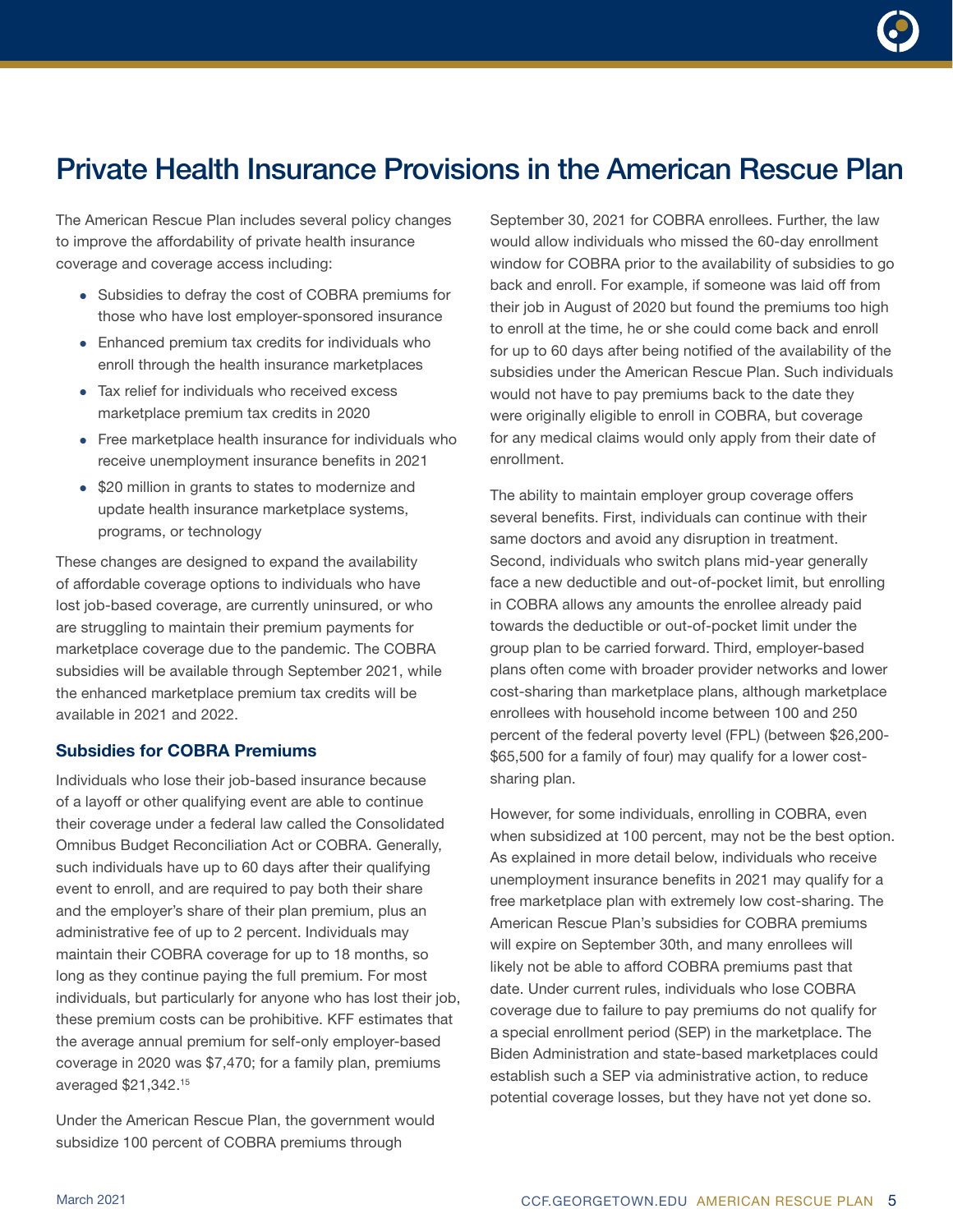# Private Health Insurance Provisions in the American Rescue Plan

The American Rescue Plan includes several policy changes to improve the affordability of private health insurance coverage and coverage access including:

- Subsidies to defray the cost of COBRA premiums for those who have lost employer-sponsored insurance
- Enhanced premium tax credits for individuals who enroll through the health insurance marketplaces
- Tax relief for individuals who received excess marketplace premium tax credits in 2020
- Free marketplace health insurance for individuals who receive unemployment insurance benefits in 2021
- $20 million in grants to states to modernize and update health insurance marketplace systems, programs, or technology

These changes are designed to expand the availability of affordable coverage options to individuals who have lost job-based coverage, are currently uninsured, or who are struggling to maintain their premium payments for marketplace coverage due to the pandemic. The COBRA subsidies will be available through September 2021, while the enhanced marketplace premium tax credits will be available in 2021 and 2022.

### Subsidies for COBRA Premiums

Individuals who lose their job-based insurance because of a layoff or other qualifying event are able to continue their coverage under a federal law called the Consolidated Omnibus Budget Reconciliation Act or COBRA. Generally, such individuals have up to 60 days after their qualifying event to enroll, and are required to pay both their share and the employer's share of their plan premium, plus an administrative fee of up to 2 percent. Individuals may maintain their COBRA coverage for up to 18 months, so long as they continue paying the full premium. For most individuals, but particularly for anyone who has lost their job, these premium costs can be prohibitive. KFF estimates that the average annual premium for self-only employer-based coverage in 2020 was $7,470; for a family plan, premiums averaged $21,342.[15]

Under the American Rescue Plan, the government would subsidize 100 percent of COBRA premiums through September 30, 2021 for COBRA enrollees. Further, the law would allow individuals who missed the 60-day enrollment window for COBRA prior to the availability of subsidies to go back and enroll. For example, if someone was laid off from their job in August of 2020 but found the premiums too high to enroll at the time, he or she could come back and enroll for up to 60 days after being notified of the availability of the subsidies under the American Rescue Plan. Such individuals would not have to pay premiums back to the date they were originally eligible to enroll in COBRA, but coverage for any medical claims would only apply from their date of enrollment.

The ability to maintain employer group coverage offers several benefits. First, individuals can continue with their same doctors and avoid any disruption in treatment. Second, individuals who switch plans mid-year generally face a new deductible and out-of-pocket limit, but enrolling in COBRA allows any amounts the enrollee already paid towards the deductible or out-of-pocket limit under the group plan to be carried forward. Third, employer-based plans often come with broader provider networks and lower cost-sharing than marketplace plans, although marketplace enrollees with household income between 100 and 250 percent of the federal poverty level (FPL) (between $26,200-$65,500 for a family of four) may qualify for a lower cost-sharing plan.

However, for some individuals, enrolling in COBRA, even when subsidized at 100 percent, may not be the best option. As explained in more detail below, individuals who receive unemployment insurance benefits in 2021 may qualify for a free marketplace plan with extremely low cost-sharing. The American Rescue Plan's subsidies for COBRA premiums will expire on September 30th, and many enrollees will likely not be able to afford COBRA premiums past that date. Under current rules, individuals who lose COBRA coverage due to failure to pay premiums do not qualify for a special enrollment period (SEP) in the marketplace. The Biden Administration and state-based marketplaces could establish such a SEP via administrative action, to reduce potential coverage losses, but they have not yet done so.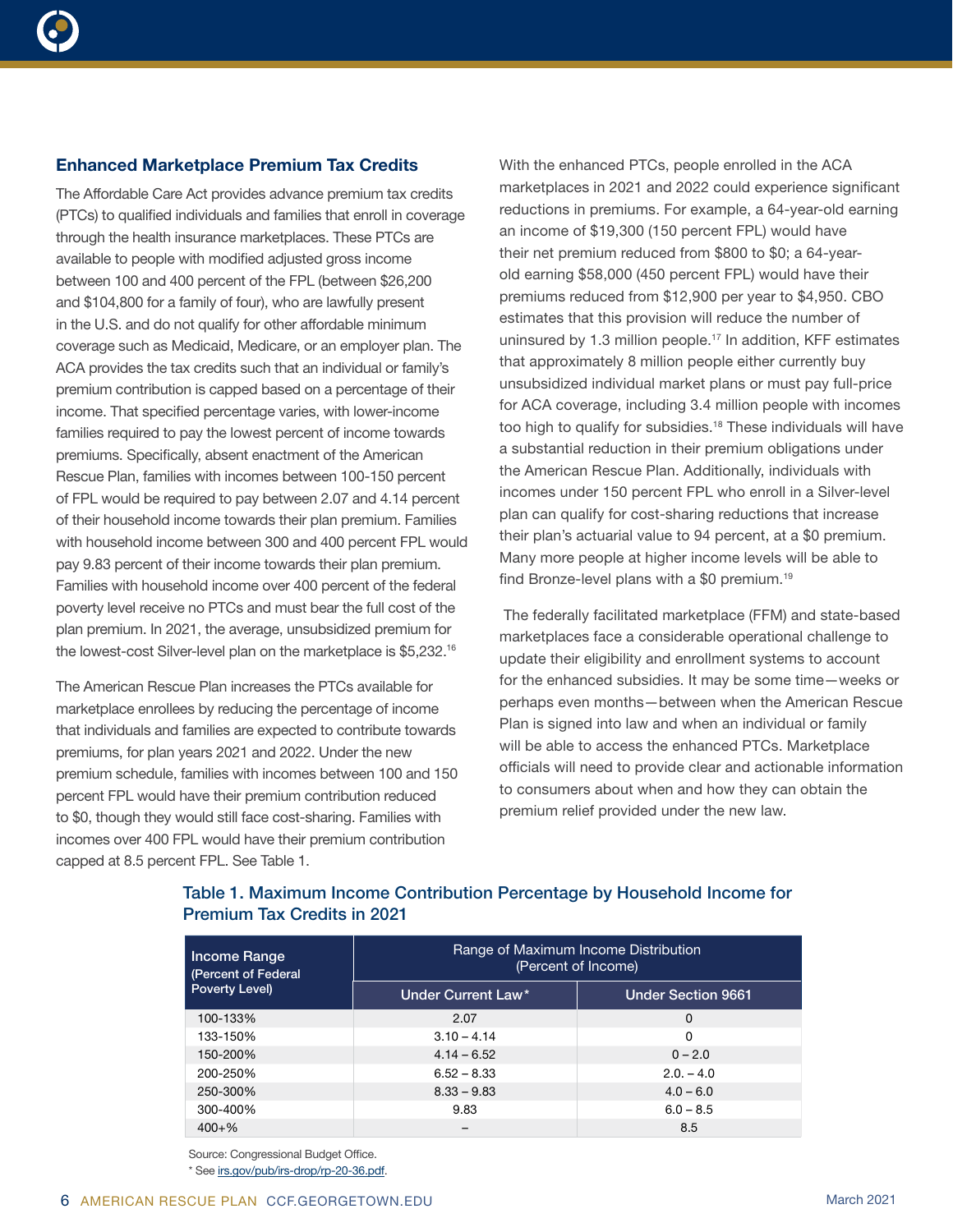## Enhanced Marketplace Premium Tax Credits

The Affordable Care Act provides advance premium tax credits (PTCs) to qualified individuals and families that enroll in coverage through the health insurance marketplaces. These PTCs are available to people with modified adjusted gross income between 100 and 400 percent of the FPL (between $26,200 and $104,800 for a family of four), who are lawfully present in the U.S. and do not qualify for other affordable minimum coverage such as Medicaid, Medicare, or an employer plan. The ACA provides the tax credits such that an individual or family's premium contribution is capped based on a percentage of their income. That specified percentage varies, with lower-income families required to pay the lowest percent of income towards premiums. Specifically, absent enactment of the American Rescue Plan, families with incomes between 100-150 percent of FPL would be required to pay between 2.07 and 4.14 percent of their household income towards their plan premium. Families with household income between 300 and 400 percent FPL would pay 9.83 percent of their income towards their plan premium. Families with household income over 400 percent of the federal poverty level receive no PTCs and must bear the full cost of the plan premium. In 2021, the average, unsubsidized premium for the lowest-cost Silver-level plan on the marketplace is $5,232.[16]

The American Rescue Plan increases the PTCs available for marketplace enrollees by reducing the percentage of income that individuals and families are expected to contribute towards premiums, for plan years 2021 and 2022. Under the new premium schedule, families with incomes between 100 and 150 percent FPL would have their premium contribution reduced to $0, though they would still face cost-sharing. Families with incomes over 400 FPL would have their premium contribution capped at 8.5 percent FPL. See Table 1.

With the enhanced PTCs, people enrolled in the ACA marketplaces in 2021 and 2022 could experience significant reductions in premiums. For example, a 64-year-old earning an income of $19,300 (150 percent FPL) would have their net premium reduced from $800 to $0; a 64-year-old earning $58,000 (450 percent FPL) would have their premiums reduced from $12,900 per year to $4,950. CBO estimates that this provision will reduce the number of uninsured by 1.3 million people.[17] In addition, KFF estimates that approximately 8 million people either currently buy unsubsidized individual market plans or must pay full-price for ACA coverage, including 3.4 million people with incomes too high to qualify for subsidies.[18] These individuals will have a substantial reduction in their premium obligations under the American Rescue Plan. Additionally, individuals with incomes under 150 percent FPL who enroll in a Silver-level plan can qualify for cost-sharing reductions that increase their plan's actuarial value to 94 percent, at a $0 premium. Many more people at higher income levels will be able to find Bronze-level plans with a $0 premium.[19]

The federally facilitated marketplace (FFM) and state-based marketplaces face a considerable operational challenge to update their eligibility and enrollment systems to account for the enhanced subsidies. It may be some time—weeks or perhaps even months—between when the American Rescue Plan is signed into law and when an individual or family will be able to access the enhanced PTCs. Marketplace officials will need to provide clear and actionable information to consumers about when and how they can obtain the premium relief provided under the new law.

### Table 1. Maximum Income Contribution Percentage by Household Income for Premium Tax Credits in 2021

| Income Range (Percent of Federal Poverty Level) | Range of Maximum Income Distribution (Percent of Income) | |
|---|---|---|
| | Under Current Law* | Under Section 9661 |
| 100-133% | 2.07 | 0 |
| 133-150% | 3.10 – 4.14 | 0 |
| 150-200% | 4.14 – 6.52 | 0 – 2.0 |
| 200-250% | 6.52 – 8.33 | 2.0. – 4.0 |
| 250-300% | 8.33 – 9.83 | 4.0 – 6.0 |
| 300-400% | 9.83 | 6.0 – 8.5 |
| 400+% | – | 8.5 |

Source: Congressional Budget Office.

* See irs.gov/pub/irs-drop/rp-20-36.pdf.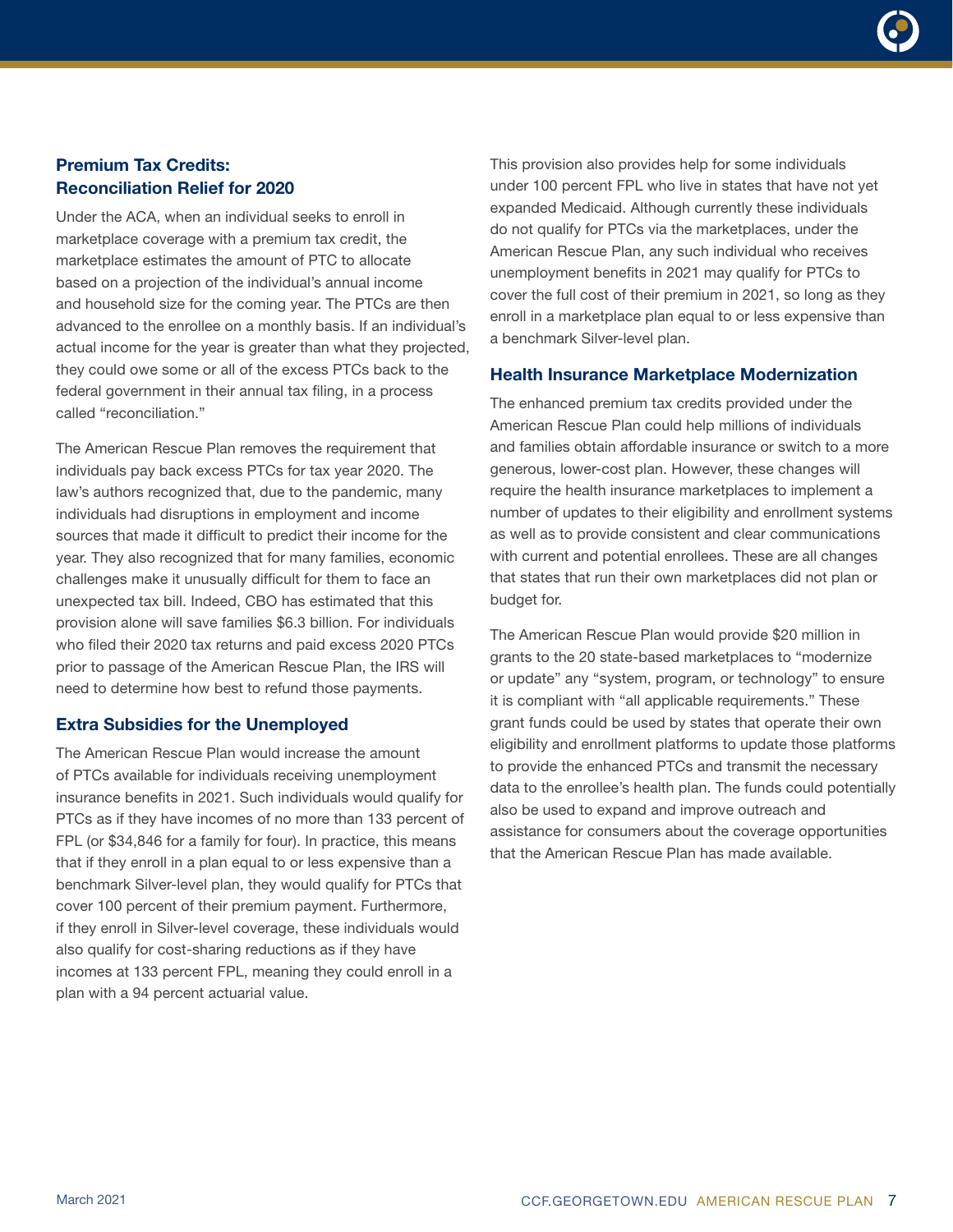### Premium Tax Credits: Reconciliation Relief for 2020

Under the ACA, when an individual seeks to enroll in marketplace coverage with a premium tax credit, the marketplace estimates the amount of PTC to allocate based on a projection of the individual's annual income and household size for the coming year. The PTCs are then advanced to the enrollee on a monthly basis. If an individual's actual income for the year is greater than what they projected, they could owe some or all of the excess PTCs back to the federal government in their annual tax filing, in a process called "reconciliation."

The American Rescue Plan removes the requirement that individuals pay back excess PTCs for tax year 2020. The law's authors recognized that, due to the pandemic, many individuals had disruptions in employment and income sources that made it difficult to predict their income for the year. They also recognized that for many families, economic challenges make it unusually difficult for them to face an unexpected tax bill. Indeed, CBO has estimated that this provision alone will save families $6.3 billion. For individuals who filed their 2020 tax returns and paid excess 2020 PTCs prior to passage of the American Rescue Plan, the IRS will need to determine how best to refund those payments.

### Extra Subsidies for the Unemployed

The American Rescue Plan would increase the amount of PTCs available for individuals receiving unemployment insurance benefits in 2021. Such individuals would qualify for PTCs as if they have incomes of no more than 133 percent of FPL (or $34,846 for a family for four). In practice, this means that if they enroll in a plan equal to or less expensive than a benchmark Silver-level plan, they would qualify for PTCs that cover 100 percent of their premium payment. Furthermore, if they enroll in Silver-level coverage, these individuals would also qualify for cost-sharing reductions as if they have incomes at 133 percent FPL, meaning they could enroll in a plan with a 94 percent actuarial value.

This provision also provides help for some individuals under 100 percent FPL who live in states that have not yet expanded Medicaid. Although currently these individuals do not qualify for PTCs via the marketplaces, under the American Rescue Plan, any such individual who receives unemployment benefits in 2021 may qualify for PTCs to cover the full cost of their premium in 2021, so long as they enroll in a marketplace plan equal to or less expensive than a benchmark Silver-level plan.

### Health Insurance Marketplace Modernization

The enhanced premium tax credits provided under the American Rescue Plan could help millions of individuals and families obtain affordable insurance or switch to a more generous, lower-cost plan. However, these changes will require the health insurance marketplaces to implement a number of updates to their eligibility and enrollment systems as well as to provide consistent and clear communications with current and potential enrollees. These are all changes that states that run their own marketplaces did not plan or budget for.

The American Rescue Plan would provide $20 million in grants to the 20 state-based marketplaces to "modernize or update" any "system, program, or technology" to ensure it is compliant with "all applicable requirements." These grant funds could be used by states that operate their own eligibility and enrollment platforms to update those platforms to provide the enhanced PTCs and transmit the necessary data to the enrollee's health plan. The funds could potentially also be used to expand and improve outreach and assistance for consumers about the coverage opportunities that the American Rescue Plan has made available.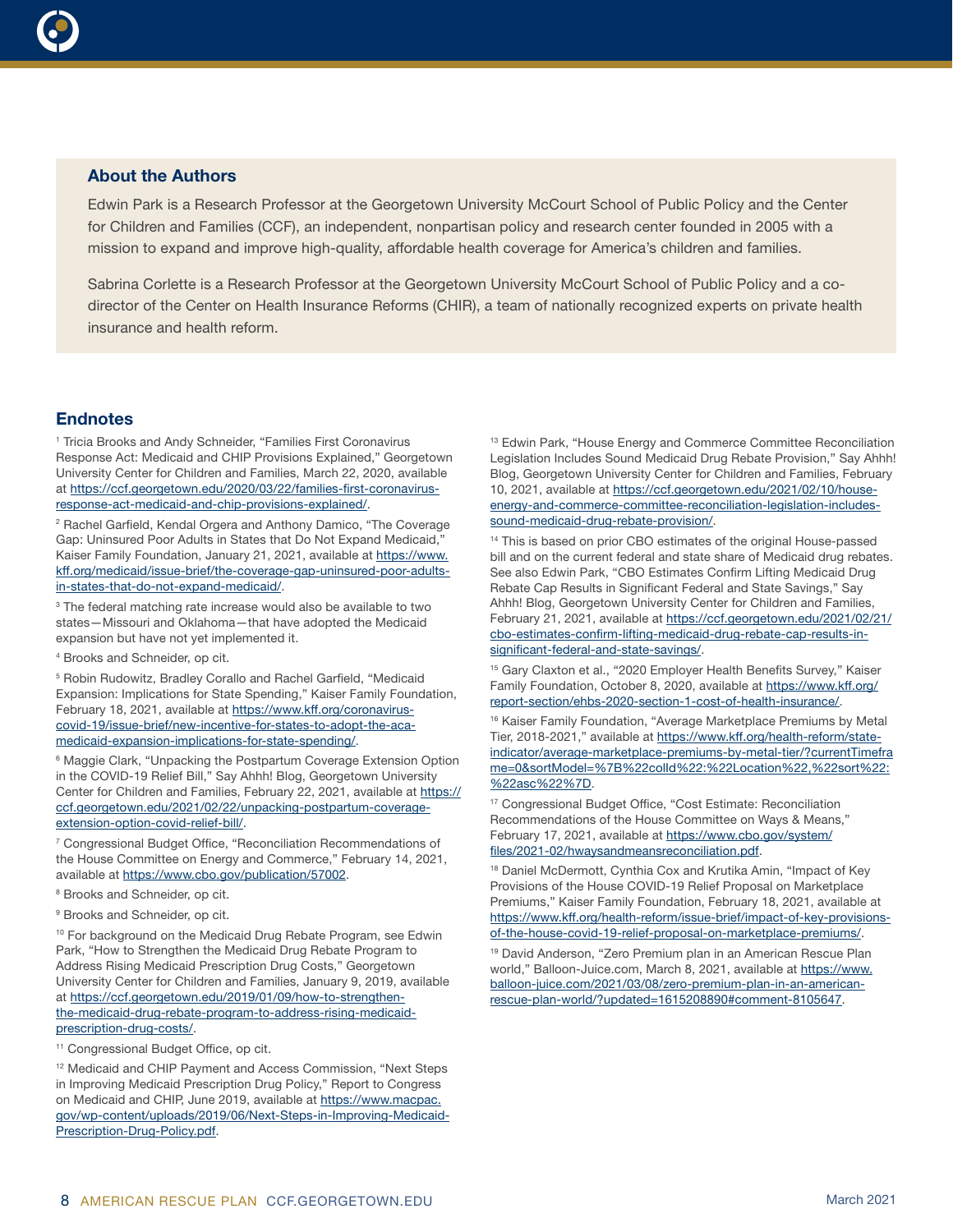## About the Authors

Edwin Park is a Research Professor at the Georgetown University McCourt School of Public Policy and the Center for Children and Families (CCF), an independent, nonpartisan policy and research center founded in 2005 with a mission to expand and improve high-quality, affordable health coverage for America's children and families.

Sabrina Corlette is a Research Professor at the Georgetown University McCourt School of Public Policy and a co-director of the Center on Health Insurance Reforms (CHIR), a team of nationally recognized experts on private health insurance and health reform.

## Endnotes

[1] Tricia Brooks and Andy Schneider, "Families First Coronavirus Response Act: Medicaid and CHIP Provisions Explained," Georgetown University Center for Children and Families, March 22, 2020, available at https://ccf.georgetown.edu/2020/03/22/families-first-coronavirus-response-act-medicaid-and-chip-provisions-explained/.

[2] Rachel Garfield, Kendal Orgera and Anthony Damico, "The Coverage Gap: Uninsured Poor Adults in States that Do Not Expand Medicaid," Kaiser Family Foundation, January 21, 2021, available at https://www.kff.org/medicaid/issue-brief/the-coverage-gap-uninsured-poor-adults-in-states-that-do-not-expand-medicaid/.

[3] The federal matching rate increase would also be available to two states—Missouri and Oklahoma—that have adopted the Medicaid expansion but have not yet implemented it.

[4] Brooks and Schneider, op cit.

[5] Robin Rudowitz, Bradley Corallo and Rachel Garfield, "Medicaid Expansion: Implications for State Spending," Kaiser Family Foundation, February 18, 2021, available at https://www.kff.org/coronavirus-covid-19/issue-brief/new-incentive-for-states-to-adopt-the-aca-medicaid-expansion-implications-for-state-spending/.

[6] Maggie Clark, "Unpacking the Postpartum Coverage Extension Option in the COVID-19 Relief Bill," Say Ahhh! Blog, Georgetown University Center for Children and Families, February 22, 2021, available at https://ccf.georgetown.edu/2021/02/22/unpacking-postpartum-coverage-extension-option-covid-relief-bill/.

[7] Congressional Budget Office, "Reconciliation Recommendations of the House Committee on Energy and Commerce," February 14, 2021, available at https://www.cbo.gov/publication/57002.

[8] Brooks and Schneider, op cit.

[9] Brooks and Schneider, op cit.

[10] For background on the Medicaid Drug Rebate Program, see Edwin Park, "How to Strengthen the Medicaid Drug Rebate Program to Address Rising Medicaid Prescription Drug Costs," Georgetown University Center for Children and Families, January 9, 2019, available at https://ccf.georgetown.edu/2019/01/09/how-to-strengthen-the-medicaid-drug-rebate-program-to-address-rising-medicaid-prescription-drug-costs/.

[11] Congressional Budget Office, op cit.

[12] Medicaid and CHIP Payment and Access Commission, "Next Steps in Improving Medicaid Prescription Drug Policy," Report to Congress on Medicaid and CHIP, June 2019, available at https://www.macpac.gov/wp-content/uploads/2019/06/Next-Steps-in-Improving-Medicaid-Prescription-Drug-Policy.pdf.

[13] Edwin Park, "House Energy and Commerce Committee Reconciliation Legislation Includes Sound Medicaid Drug Rebate Provision," Say Ahhh! Blog, Georgetown University Center for Children and Families, February 10, 2021, available at https://ccf.georgetown.edu/2021/02/10/house-energy-and-commerce-committee-reconciliation-legislation-includes-sound-medicaid-drug-rebate-provision/.

[14] This is based on prior CBO estimates of the original House-passed bill and on the current federal and state share of Medicaid drug rebates. See also Edwin Park, "CBO Estimates Confirm Lifting Medicaid Drug Rebate Cap Results in Significant Federal and State Savings," Say Ahhh! Blog, Georgetown University Center for Children and Families, February 21, 2021, available at https://ccf.georgetown.edu/2021/02/21/cbo-estimates-confirm-lifting-medicaid-drug-rebate-cap-results-in-significant-federal-and-state-savings/.

[15] Gary Claxton et al., "2020 Employer Health Benefits Survey," Kaiser Family Foundation, October 8, 2020, available at https://www.kff.org/report-section/ehbs-2020-section-1-cost-of-health-insurance/.

[16] Kaiser Family Foundation, "Average Marketplace Premiums by Metal Tier, 2018-2021," available at https://www.kff.org/health-reform/state-indicator/average-marketplace-premiums-by-metal-tier/?currentTimeframe=0&sortModel=%7B%22colId%22:%22Location%22,%22sort%22:%22asc%22%7D.

[17] Congressional Budget Office, "Cost Estimate: Reconciliation Recommendations of the House Committee on Ways & Means," February 17, 2021, available at https://www.cbo.gov/system/files/2021-02/hwaysandmeansreconciliation.pdf.

[18] Daniel McDermott, Cynthia Cox and Krutika Amin, "Impact of Key Provisions of the House COVID-19 Relief Proposal on Marketplace Premiums," Kaiser Family Foundation, February 18, 2021, available at https://www.kff.org/health-reform/issue-brief/impact-of-key-provisions-of-the-house-covid-19-relief-proposal-on-marketplace-premiums/.

[19] David Anderson, "Zero Premium plan in an American Rescue Plan world," Balloon-Juice.com, March 8, 2021, available at https://www.balloon-juice.com/2021/03/08/zero-premium-plan-in-an-american-rescue-plan-world/?updated=1615208890#comment-8105647.